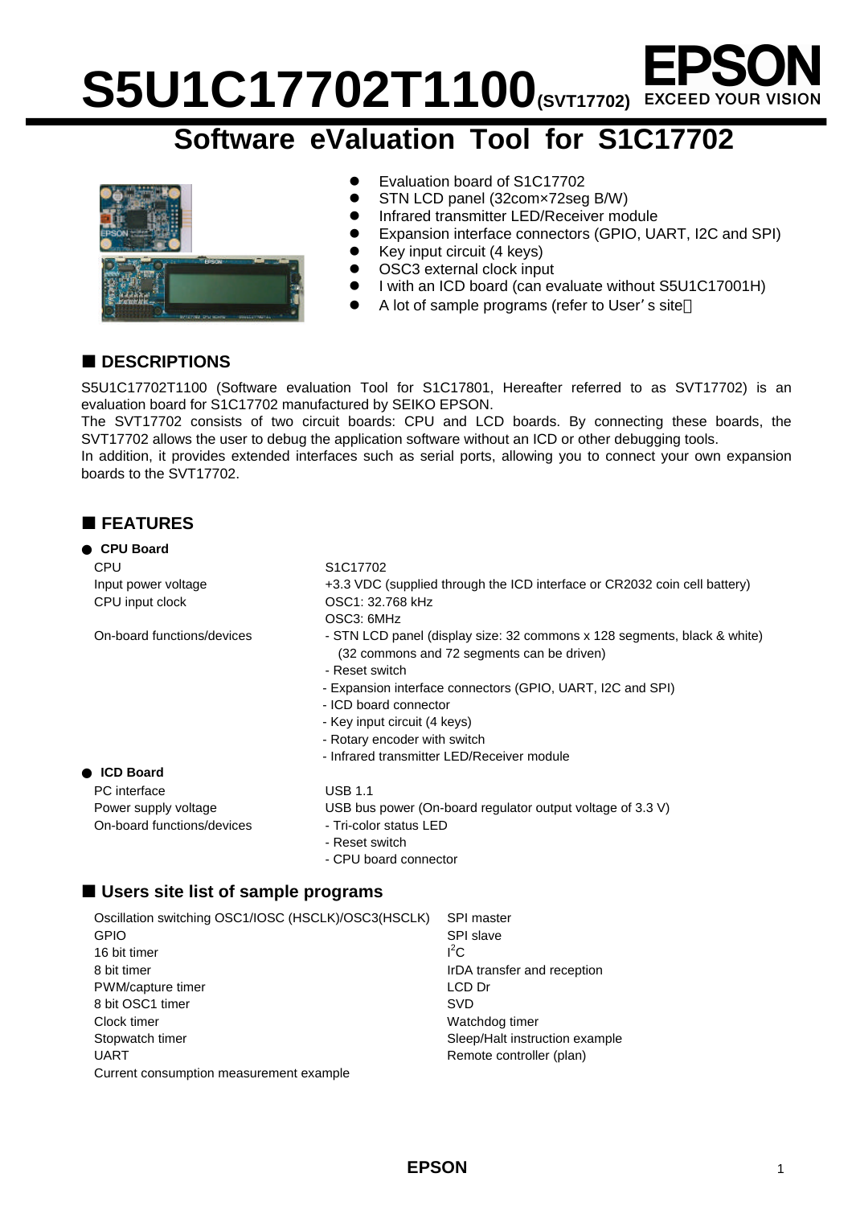# S5U1C17702T1100(SVT17702)

EPSON EXCEED YOUR VISION

## Software eValuation Tool for S1C17702

- Evaluation board of S1C17702
- STN LCD panel (32com×72seg B/W)
- Infrared transmitter LED/Receiver module
- Expansion interface connectors (GPIO, UART, I2C and SPI)
- Key input circuit (4 keys)
- OSC3 external clock input
- I with an ICD board (can evaluate without S5U1C17001H)
- A lot of sample programs (refer to User’s site)

## ■ DESCRIPTIONS

S5U1C17702T1100 (Software evaluation Tool for S1C17801, Hereafter referred to as SVT17702) is an evaluation board for S1C17702 manufactured by SEIKO EPSON.
The SVT17702 consists of two circuit boards: CPU and LCD boards. By connecting these boards, the SVT17702 allows the user to debug the application software without an ICD or other debugging tools.
In addition, it provides extended interfaces such as serial ports, allowing you to connect your own expansion boards to the SVT17702.

## ■ FEATURES

● **CPU Board**

| | |
|---|---|
| CPU | S1C17702 |
| Input power voltage | +3.3 VDC (supplied through the ICD interface or CR2032 coin cell battery) |
| CPU input clock | OSC1: 32.768 kHz<br>OSC3: 6MHz |
| On-board functions/devices | - STN LCD panel (display size: 32 commons x 128 segments, black & white) (32 commons and 72 segments can be driven)<br>- Reset switch<br>- Expansion interface connectors (GPIO, UART, I2C and SPI)<br>- ICD board connector<br>- Key input circuit (4 keys)<br>- Rotary encoder with switch<br>- Infrared transmitter LED/Receiver module |

● **ICD Board**

| | |
|---|---|
| PC interface | USB 1.1 |
| Power supply voltage | USB bus power (On-board regulator output voltage of 3.3 V) |
| On-board functions/devices | - Tri-color status LED<br>- Reset switch<br>- CPU board connector |

## ■ Users site list of sample programs

| | |
|---|---|
| Oscillation switching OSC1/IOSC (HSCLK)/OSC3(HSCLK) | SPI master |
| GPIO | SPI slave |
| 16 bit timer | $I^2C$ |
| 8 bit timer | IrDA transfer and reception |
| PWM/capture timer | LCD Dr |
| 8 bit OSC1 timer | SVD |
| Clock timer | Watchdog timer |
| Stopwatch timer | Sleep/Halt instruction example |
| UART | Remote controller (plan) |
| Current consumption measurement example | |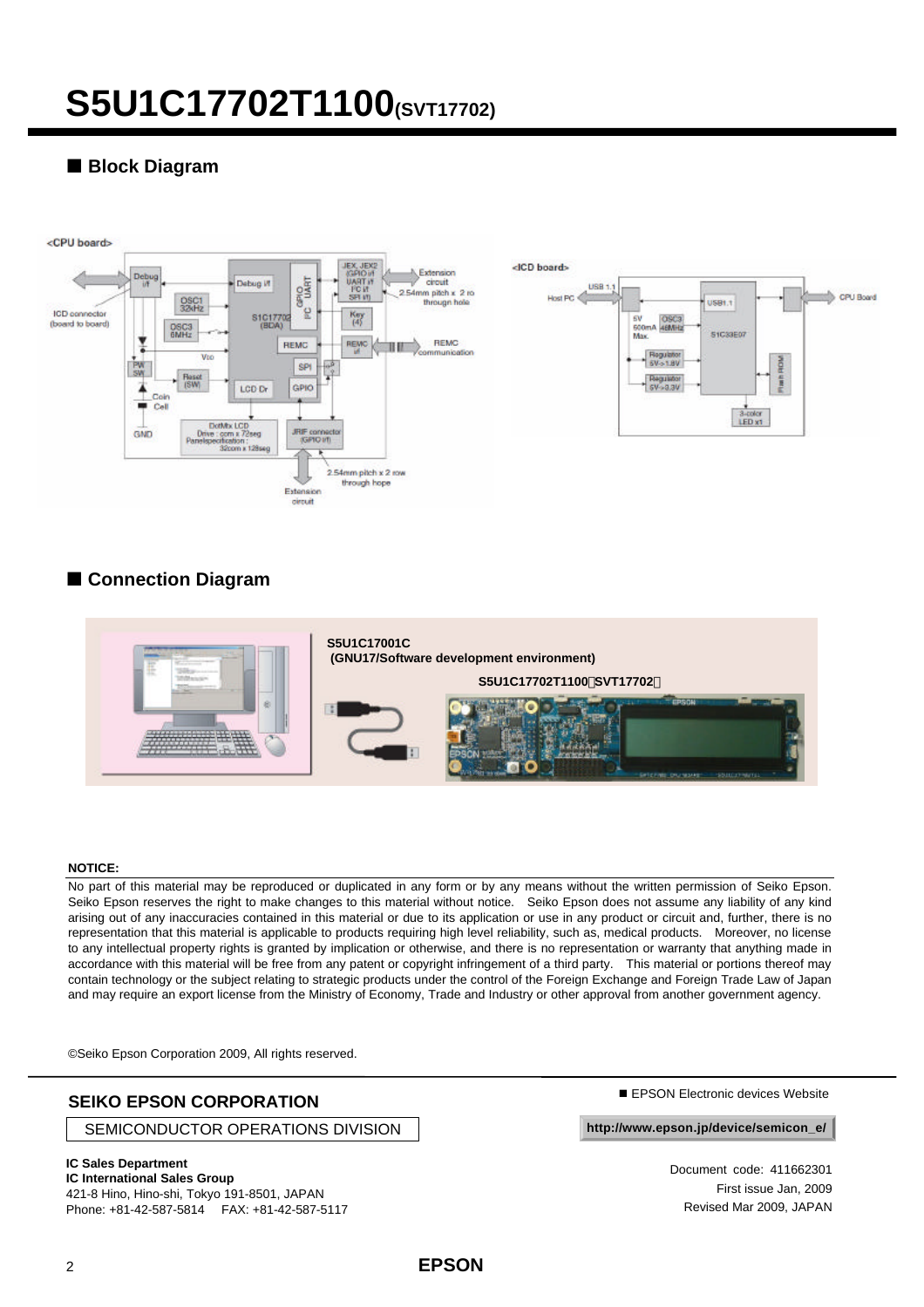# S5U1C17702T1100(SVT17702)

## ■ Block Diagram

<CPU board>

Debug i/f

OSC1 32kHz

OSC3 8MHz

ICD connector (board to board)

Debug i/f

S1C17702 (BDA)

GPIO

I²C

UART

JEX, JEX2 (GPIO i/f UART i/f I²C i/f SPI i/f)

Extension circuit

2.54mm pitch x 2 row through hole

Key (4)

REMC

REMC i/f

REMC communication

VDD

PW SW

Reset (SW)

SPI

LCD Dr

GPIO

Coin Cell

GND

DotMx LCD Drive : com x 72seg Panelspecification : 32com x 128seg

JRIF connector (GPIO i/f)

2.54mm pitch x 2 row through hope

Extension circuit

<ICD board>

Host PC

USB 1.1

5V 500mA Max.

OSC3 48MHz

USB1.1

S1C33E07

Regulator 5V->1.8V

Regulator 5V->3.3V

Flash ROM

3-color LED x1

CPU Board

## ■ Connection Diagram

S5U1C17001C
(GNU17/Software development environment)

S5U1C17702T1100(SVT17702)

**NOTICE:**

No part of this material may be reproduced or duplicated in any form or by any means without the written permission of Seiko Epson. Seiko Epson reserves the right to make changes to this material without notice. Seiko Epson does not assume any liability of any kind arising out of any inaccuracies contained in this material or due to its application or use in any product or circuit and, further, there is no representation that this material is applicable to products requiring high level reliability, such as, medical products. Moreover, no license to any intellectual property rights is granted by implication or otherwise, and there is no representation or warranty that anything made in accordance with this material will be free from any patent or copyright infringement of a third party. This material or portions thereof may contain technology or the subject relating to strategic products under the control of the Foreign Exchange and Foreign Trade Law of Japan and may require an export license from the Ministry of Economy, Trade and Industry or other approval from another government agency.

©Seiko Epson Corporation 2009, All rights reserved.

**SEIKO EPSON CORPORATION**

SEMICONDUCTOR OPERATIONS DIVISION

**IC Sales Department**
**IC International Sales Group**
421-8 Hino, Hino-shi, Tokyo 191-8501, JAPAN
Phone: +81-42-587-5814 FAX: +81-42-587-5117

■ EPSON Electronic devices Website

**http://www.epson.jp/device/semicon_e/**

Document code: 411662301
First issue Jan, 2009
Revised Mar 2009, JAPAN